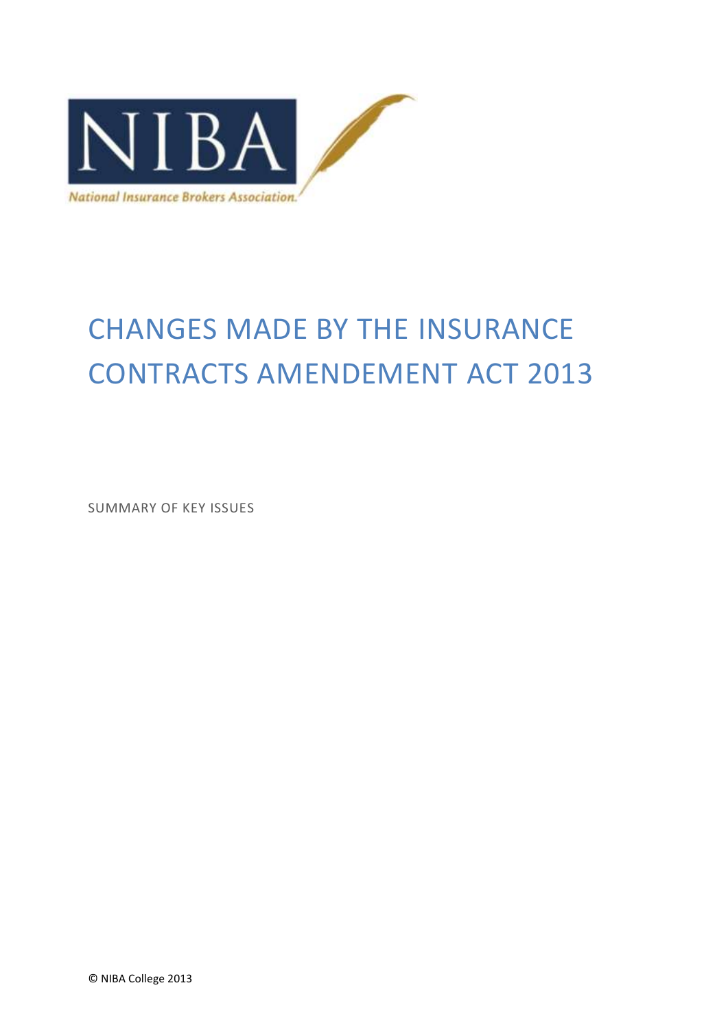NIBA

*National Insurance Brokers Association.*

# CHANGES MADE BY THE INSURANCE CONTRACTS AMENDEMENT ACT 2013

SUMMARY OF KEY ISSUES

© NIBA College 2013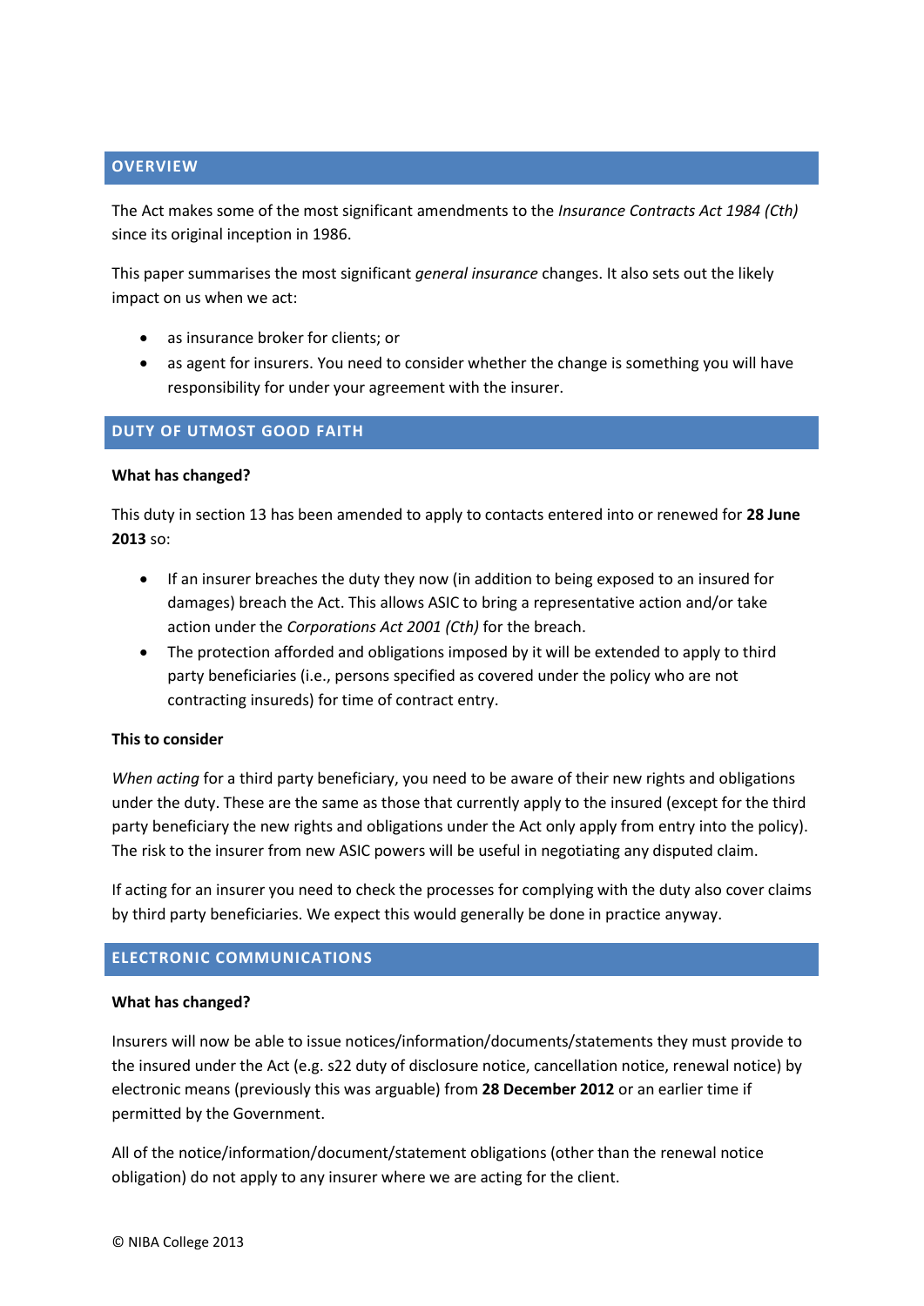## OVERVIEW

The Act makes some of the most significant amendments to the *Insurance Contracts Act 1984 (Cth)* since its original inception in 1986.

This paper summarises the most significant *general insurance* changes. It also sets out the likely impact on us when we act:

- as insurance broker for clients; or
- as agent for insurers. You need to consider whether the change is something you will have responsibility for under your agreement with the insurer.

## DUTY OF UTMOST GOOD FAITH

**What has changed?**

This duty in section 13 has been amended to apply to contacts entered into or renewed for **28 June 2013** so:

- If an insurer breaches the duty they now (in addition to being exposed to an insured for damages) breach the Act. This allows ASIC to bring a representative action and/or take action under the *Corporations Act 2001 (Cth)* for the breach.
- The protection afforded and obligations imposed by it will be extended to apply to third party beneficiaries (i.e., persons specified as covered under the policy who are not contracting insureds) for time of contract entry.

**This to consider**

*When acting* for a third party beneficiary, you need to be aware of their new rights and obligations under the duty. These are the same as those that currently apply to the insured (except for the third party beneficiary the new rights and obligations under the Act only apply from entry into the policy). The risk to the insurer from new ASIC powers will be useful in negotiating any disputed claim.

If acting for an insurer you need to check the processes for complying with the duty also cover claims by third party beneficiaries. We expect this would generally be done in practice anyway.

## ELECTRONIC COMMUNICATIONS

**What has changed?**

Insurers will now be able to issue notices/information/documents/statements they must provide to the insured under the Act (e.g. s22 duty of disclosure notice, cancellation notice, renewal notice) by electronic means (previously this was arguable) from **28 December 2012** or an earlier time if permitted by the Government.

All of the notice/information/document/statement obligations (other than the renewal notice obligation) do not apply to any insurer where we are acting for the client.

© NIBA College 2013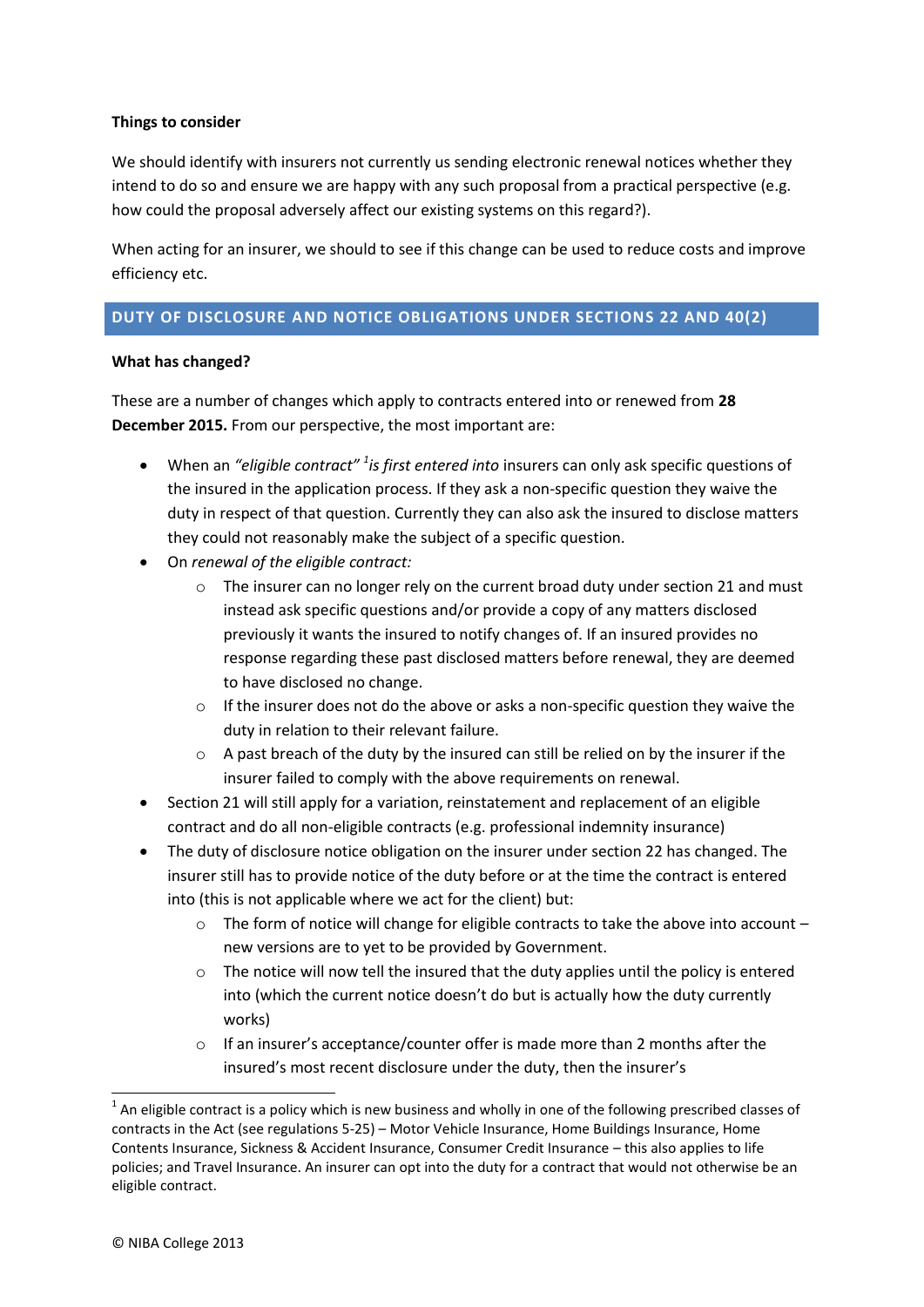**Things to consider**

We should identify with insurers not currently us sending electronic renewal notices whether they intend to do so and ensure we are happy with any such proposal from a practical perspective (e.g. how could the proposal adversely affect our existing systems on this regard?).

When acting for an insurer, we should to see if this change can be used to reduce costs and improve efficiency etc.

## DUTY OF DISCLOSURE AND NOTICE OBLIGATIONS UNDER SECTIONS 22 AND 40(2)

**What has changed?**

These are a number of changes which apply to contracts entered into or renewed from **28 December 2015.** From our perspective, the most important are:

- When an *"eligible contract"* [1] *is first entered into* insurers can only ask specific questions of the insured in the application process. If they ask a non-specific question they waive the duty in respect of that question. Currently they can also ask the insured to disclose matters they could not reasonably make the subject of a specific question.
- On *renewal of the eligible contract:*
  - The insurer can no longer rely on the current broad duty under section 21 and must instead ask specific questions and/or provide a copy of any matters disclosed previously it wants the insured to notify changes of. If an insured provides no response regarding these past disclosed matters before renewal, they are deemed to have disclosed no change.
  - If the insurer does not do the above or asks a non-specific question they waive the duty in relation to their relevant failure.
  - A past breach of the duty by the insured can still be relied on by the insurer if the insurer failed to comply with the above requirements on renewal.
- Section 21 will still apply for a variation, reinstatement and replacement of an eligible contract and do all non-eligible contracts (e.g. professional indemnity insurance)
- The duty of disclosure notice obligation on the insurer under section 22 has changed. The insurer still has to provide notice of the duty before or at the time the contract is entered into (this is not applicable where we act for the client) but:
  - The form of notice will change for eligible contracts to take the above into account – new versions are to yet to be provided by Government.
  - The notice will now tell the insured that the duty applies until the policy is entered into (which the current notice doesn't do but is actually how the duty currently works)
  - If an insurer's acceptance/counter offer is made more than 2 months after the insured's most recent disclosure under the duty, then the insurer's

---

[1] An eligible contract is a policy which is new business and wholly in one of the following prescribed classes of contracts in the Act (see regulations 5-25) – Motor Vehicle Insurance, Home Buildings Insurance, Home Contents Insurance, Sickness & Accident Insurance, Consumer Credit Insurance – this also applies to life policies; and Travel Insurance. An insurer can opt into the duty for a contract that would not otherwise be an eligible contract.

© NIBA College 2013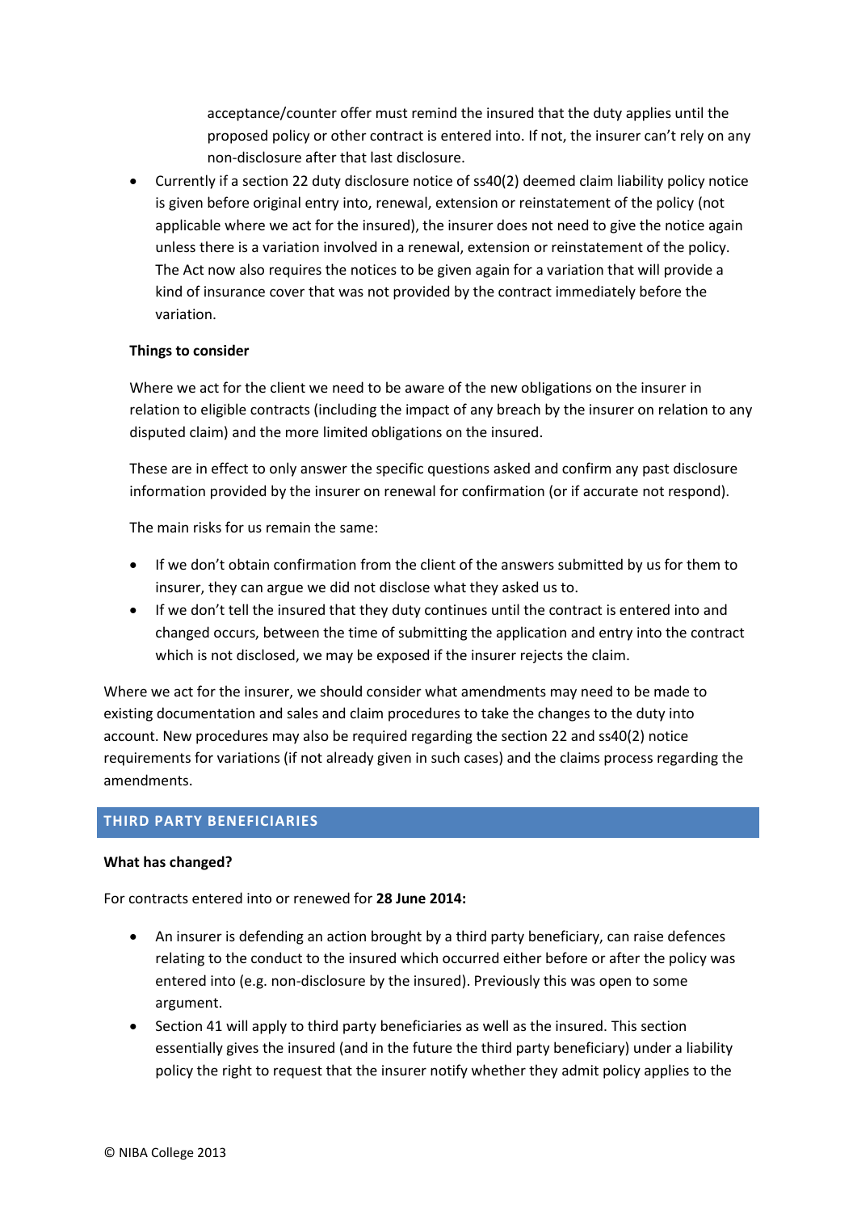acceptance/counter offer must remind the insured that the duty applies until the proposed policy or other contract is entered into. If not, the insurer can't rely on any non-disclosure after that last disclosure.

- Currently if a section 22 duty disclosure notice of ss40(2) deemed claim liability policy notice is given before original entry into, renewal, extension or reinstatement of the policy (not applicable where we act for the insured), the insurer does not need to give the notice again unless there is a variation involved in a renewal, extension or reinstatement of the policy. The Act now also requires the notices to be given again for a variation that will provide a kind of insurance cover that was not provided by the contract immediately before the variation.

**Things to consider**

Where we act for the client we need to be aware of the new obligations on the insurer in relation to eligible contracts (including the impact of any breach by the insurer on relation to any disputed claim) and the more limited obligations on the insured.

These are in effect to only answer the specific questions asked and confirm any past disclosure information provided by the insurer on renewal for confirmation (or if accurate not respond).

The main risks for us remain the same:

- If we don't obtain confirmation from the client of the answers submitted by us for them to insurer, they can argue we did not disclose what they asked us to.
- If we don't tell the insured that they duty continues until the contract is entered into and changed occurs, between the time of submitting the application and entry into the contract which is not disclosed, we may be exposed if the insurer rejects the claim.

Where we act for the insurer, we should consider what amendments may need to be made to existing documentation and sales and claim procedures to take the changes to the duty into account. New procedures may also be required regarding the section 22 and ss40(2) notice requirements for variations (if not already given in such cases) and the claims process regarding the amendments.

## THIRD PARTY BENEFICIARIES

**What has changed?**

For contracts entered into or renewed for **28 June 2014:**

- An insurer is defending an action brought by a third party beneficiary, can raise defences relating to the conduct to the insured which occurred either before or after the policy was entered into (e.g. non-disclosure by the insured). Previously this was open to some argument.
- Section 41 will apply to third party beneficiaries as well as the insured. This section essentially gives the insured (and in the future the third party beneficiary) under a liability policy the right to request that the insurer notify whether they admit policy applies to the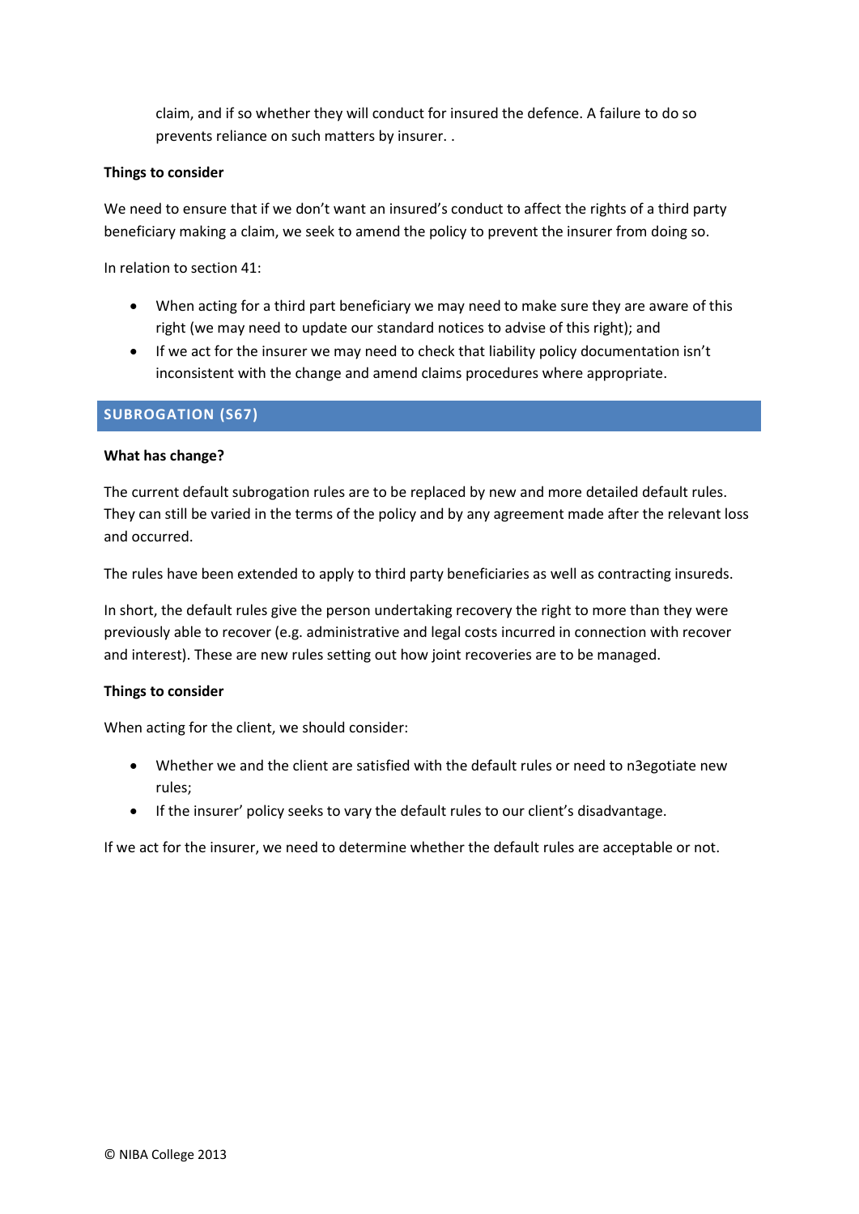claim, and if so whether they will conduct for insured the defence. A failure to do so prevents reliance on such matters by insurer. .

**Things to consider**

We need to ensure that if we don't want an insured's conduct to affect the rights of a third party beneficiary making a claim, we seek to amend the policy to prevent the insurer from doing so.

In relation to section 41:

- When acting for a third part beneficiary we may need to make sure they are aware of this right (we may need to update our standard notices to advise of this right); and
- If we act for the insurer we may need to check that liability policy documentation isn't inconsistent with the change and amend claims procedures where appropriate.

## SUBROGATION (S67)

**What has change?**

The current default subrogation rules are to be replaced by new and more detailed default rules. They can still be varied in the terms of the policy and by any agreement made after the relevant loss and occurred.

The rules have been extended to apply to third party beneficiaries as well as contracting insureds.

In short, the default rules give the person undertaking recovery the right to more than they were previously able to recover (e.g. administrative and legal costs incurred in connection with recover and interest). These are new rules setting out how joint recoveries are to be managed.

**Things to consider**

When acting for the client, we should consider:

- Whether we and the client are satisfied with the default rules or need to n3egotiate new rules;
- If the insurer' policy seeks to vary the default rules to our client's disadvantage.

If we act for the insurer, we need to determine whether the default rules are acceptable or not.

© NIBA College 2013